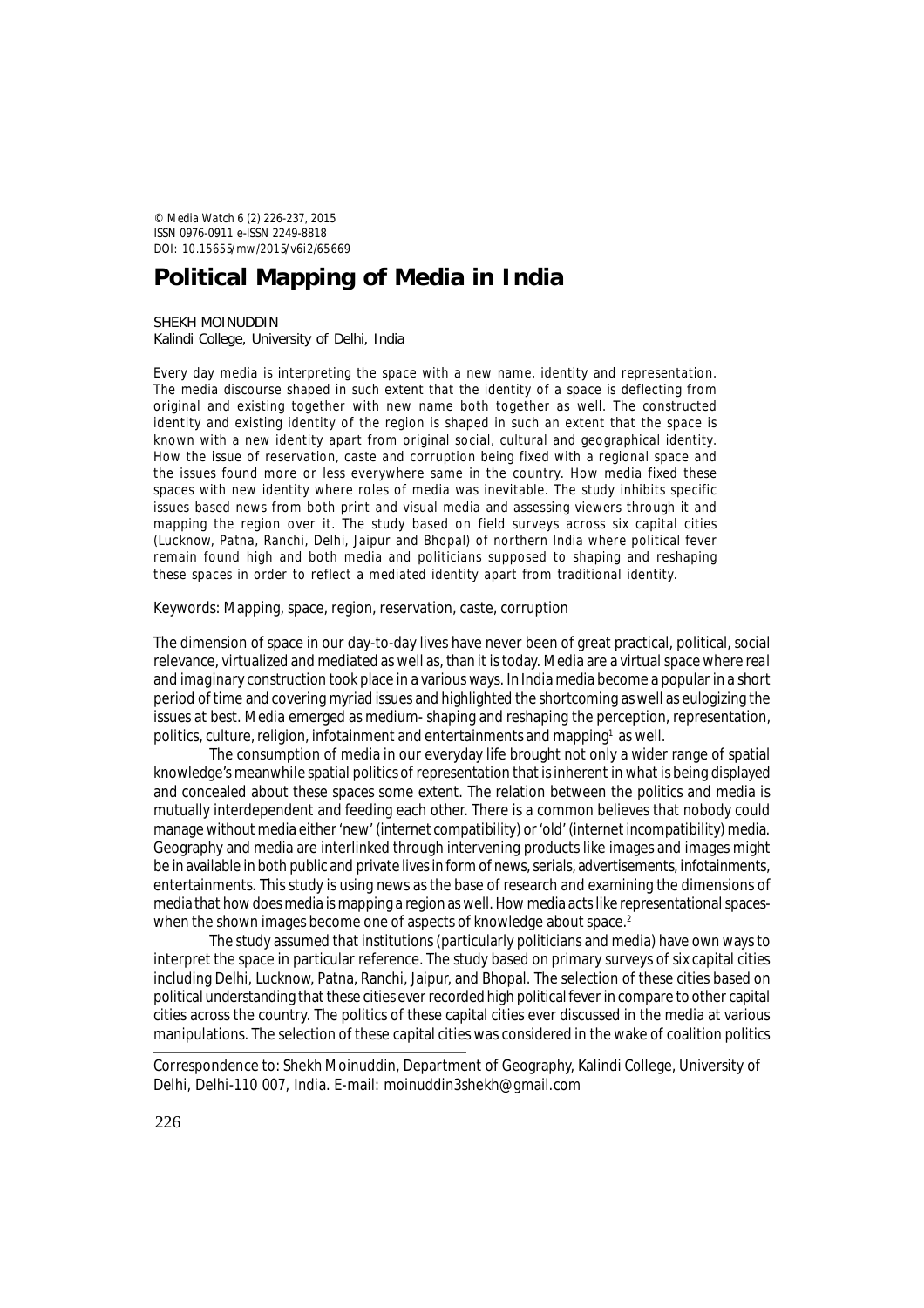© Media Watch 6 (2) 226-237, 2015
ISSN 0976-0911 e-ISSN 2249-8818
DOI: 10.15655/mw/2015/v6i2/65669

# Political Mapping of Media in India

SHEKH MOINUDDIN
Kalindi College, University of Delhi, India

Every day media is interpreting the space with a new name, identity and representation. The media discourse shaped in such extent that the identity of a space is deflecting from original and existing together with new name both together as well. The constructed identity and existing identity of the region is shaped in such an extent that the space is known with a new identity apart from original social, cultural and geographical identity. How the issue of reservation, caste and corruption being fixed with a regional space and the issues found more or less everywhere same in the country. How media fixed these spaces with new identity where roles of media was inevitable. The study inhibits specific issues based news from both print and visual media and assessing viewers through it and mapping the region over it. The study based on field surveys across six capital cities (Lucknow, Patna, Ranchi, Delhi, Jaipur and Bhopal) of northern India where political fever remain found high and both media and politicians supposed to shaping and reshaping these spaces in order to reflect a mediated identity apart from traditional identity.

Keywords: Mapping, space, region, reservation, caste, corruption

The dimension of space in our day-to-day lives have never been of great practical, political, social relevance, virtualized and mediated as well as, than it is today. Media are a virtual space where real and imaginary construction took place in a various ways. In India media become a popular in a short period of time and covering myriad issues and highlighted the shortcoming as well as eulogizing the issues at best. Media emerged as medium- shaping and reshaping the perception, representation, politics, culture, religion, infotainment and entertainments and mapping[1] as well.

The consumption of media in our everyday life brought not only a wider range of spatial knowledge's meanwhile spatial politics of representation that is inherent in what is being displayed and concealed about these spaces some extent. The relation between the politics and media is mutually interdependent and feeding each other. There is a common believes that nobody could manage without media either 'new' (internet compatibility) or 'old' (internet incompatibility) media. Geography and media are interlinked through intervening products like images and images might be in available in both public and private lives in form of news, serials, advertisements, infotainments, entertainments. This study is using news as the base of research and examining the dimensions of media that how does media is mapping a region as well. How media acts like representational spaces- when the shown images become one of aspects of knowledge about space.[2]

The study assumed that institutions (particularly politicians and media) have own ways to interpret the space in particular reference. The study based on primary surveys of six capital cities including Delhi, Lucknow, Patna, Ranchi, Jaipur, and Bhopal. The selection of these cities based on political understanding that these cities ever recorded high political fever in compare to other capital cities across the country. The politics of these capital cities ever discussed in the media at various manipulations. The selection of these capital cities was considered in the wake of coalition politics

Correspondence to: Shekh Moinuddin, Department of Geography, Kalindi College, University of Delhi, Delhi-110 007, India. E-mail: moinuddin3shekh@gmail.com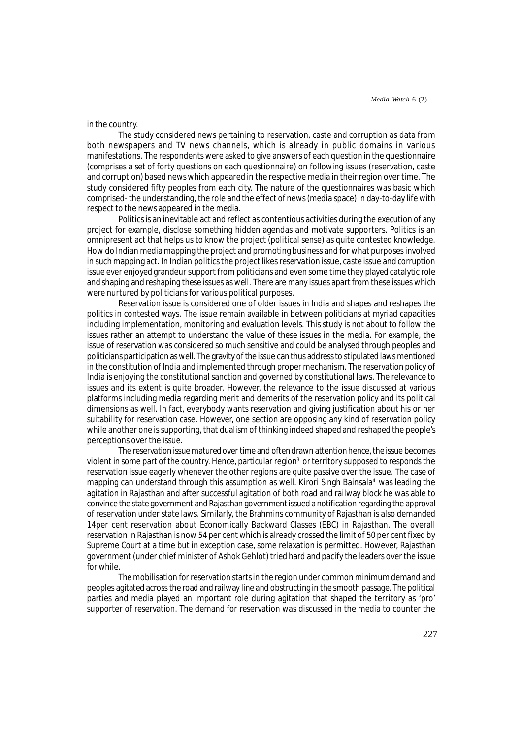in the country.

The study considered news pertaining to reservation, caste and corruption as data from both newspapers and TV news channels, which is already in public domains in various manifestations. The respondents were asked to give answers of each question in the questionnaire (comprises a set of forty questions on each questionnaire) on following issues (reservation, caste and corruption) based news which appeared in the respective media in their region over time. The study considered fifty peoples from each city. The nature of the questionnaires was basic which comprised- the understanding, the role and the effect of news (media space) in day-to-day life with respect to the news appeared in the media.

Politics is an inevitable act and reflect as contentious activities during the execution of any project for example, disclose something hidden agendas and motivate supporters. Politics is an omnipresent act that helps us to know the project (political sense) as quite contested knowledge. How do Indian media mapping the project and promoting business and for what purposes involved in such mapping act. In Indian politics the project likes reservation issue, caste issue and corruption issue ever enjoyed grandeur support from politicians and even some time they played catalytic role and shaping and reshaping these issues as well. There are many issues apart from these issues which were nurtured by politicians for various political purposes.

Reservation issue is considered one of older issues in India and shapes and reshapes the politics in contested ways. The issue remain available in between politicians at myriad capacities including implementation, monitoring and evaluation levels. This study is not about to follow the issues rather an attempt to understand the value of these issues in the media. For example, the issue of reservation was considered so much sensitive and could be analysed through peoples and politicians participation as well. The gravity of the issue can thus address to stipulated laws mentioned in the constitution of India and implemented through proper mechanism. The reservation policy of India is enjoying the constitutional sanction and governed by constitutional laws. The relevance to issues and its extent is quite broader. However, the relevance to the issue discussed at various platforms including media regarding merit and demerits of the reservation policy and its political dimensions as well. In fact, everybody wants reservation and giving justification about his or her suitability for reservation case. However, one section are opposing any kind of reservation policy while another one is supporting, that dualism of thinking indeed shaped and reshaped the people's perceptions over the issue.

The reservation issue matured over time and often drawn attention hence, the issue becomes violent in some part of the country. Hence, particular region[3] or territory supposed to responds the reservation issue eagerly whenever the other regions are quite passive over the issue. The case of mapping can understand through this assumption as well. Kirori Singh Bainsala[4] was leading the agitation in Rajasthan and after successful agitation of both road and railway block he was able to convince the state government and Rajasthan government issued a notification regarding the approval of reservation under state laws. Similarly, the Brahmins community of Rajasthan is also demanded 14per cent reservation about Economically Backward Classes (EBC) in Rajasthan. The overall reservation in Rajasthan is now 54 per cent which is already crossed the limit of 50 per cent fixed by Supreme Court at a time but in exception case, some relaxation is permitted. However, Rajasthan government (under chief minister of Ashok Gehlot) tried hard and pacify the leaders over the issue for while.

The mobilisation for reservation starts in the region under common minimum demand and peoples agitated across the road and railway line and obstructing in the smooth passage. The political parties and media played an important role during agitation that shaped the territory as 'pro' supporter of reservation. The demand for reservation was discussed in the media to counter the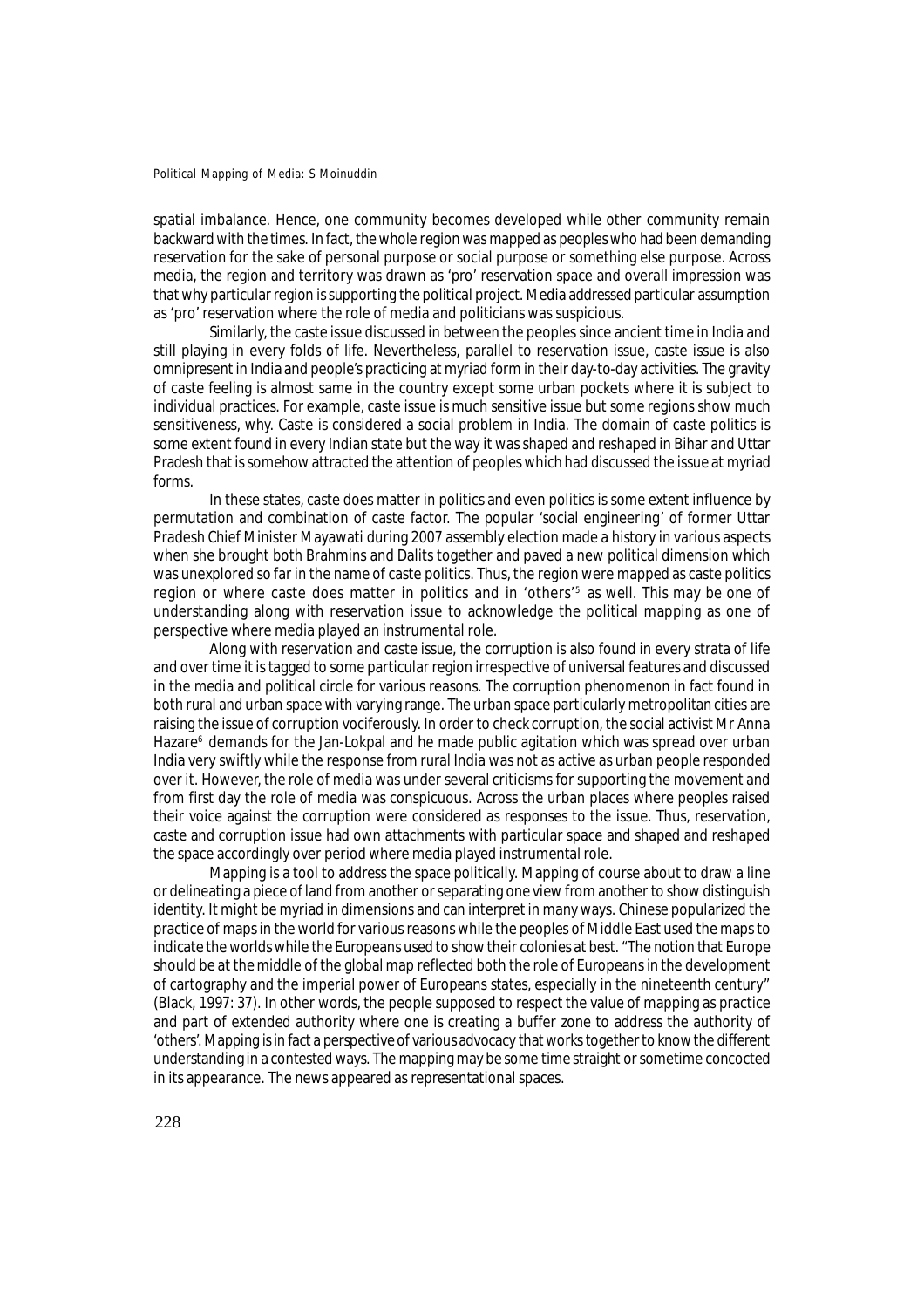spatial imbalance. Hence, one community becomes developed while other community remain backward with the times. In fact, the whole region was mapped as peoples who had been demanding reservation for the sake of personal purpose or social purpose or something else purpose. Across media, the region and territory was drawn as 'pro' reservation space and overall impression was that why particular region is supporting the political project. Media addressed particular assumption as 'pro' reservation where the role of media and politicians was suspicious.

Similarly, the caste issue discussed in between the peoples since ancient time in India and still playing in every folds of life. Nevertheless, parallel to reservation issue, caste issue is also omnipresent in India and people's practicing at myriad form in their day-to-day activities. The gravity of caste feeling is almost same in the country except some urban pockets where it is subject to individual practices. For example, caste issue is much sensitive issue but some regions show much sensitiveness, why. Caste is considered a social problem in India. The domain of caste politics is some extent found in every Indian state but the way it was shaped and reshaped in Bihar and Uttar Pradesh that is somehow attracted the attention of peoples which had discussed the issue at myriad forms.

In these states, caste does matter in politics and even politics is some extent influence by permutation and combination of caste factor. The popular 'social engineering' of former Uttar Pradesh Chief Minister Mayawati during 2007 assembly election made a history in various aspects when she brought both Brahmins and Dalits together and paved a new political dimension which was unexplored so far in the name of caste politics. Thus, the region were mapped as caste politics region or where caste does matter in politics and in 'others'[5] as well. This may be one of understanding along with reservation issue to acknowledge the political mapping as one of perspective where media played an instrumental role.

Along with reservation and caste issue, the corruption is also found in every strata of life and over time it is tagged to some particular region irrespective of universal features and discussed in the media and political circle for various reasons. The corruption phenomenon in fact found in both rural and urban space with varying range. The urban space particularly metropolitan cities are raising the issue of corruption vociferously. In order to check corruption, the social activist Mr Anna Hazare[6] demands for the Jan-Lokpal and he made public agitation which was spread over urban India very swiftly while the response from rural India was not as active as urban people responded over it. However, the role of media was under several criticisms for supporting the movement and from first day the role of media was conspicuous. Across the urban places where peoples raised their voice against the corruption were considered as responses to the issue. Thus, reservation, caste and corruption issue had own attachments with particular space and shaped and reshaped the space accordingly over period where media played instrumental role.

Mapping is a tool to address the space politically. Mapping of course about to draw a line or delineating a piece of land from another or separating one view from another to show distinguish identity. It might be myriad in dimensions and can interpret in many ways. Chinese popularized the practice of maps in the world for various reasons while the peoples of Middle East used the maps to indicate the worlds while the Europeans used to show their colonies at best. "The notion that Europe should be at the middle of the global map reflected both the role of Europeans in the development of cartography and the imperial power of Europeans states, especially in the nineteenth century" (Black, 1997: 37). In other words, the people supposed to respect the value of mapping as practice and part of extended authority where one is creating a buffer zone to address the authority of 'others'. Mapping is in fact a perspective of various advocacy that works together to know the different understanding in a contested ways. The mapping may be some time straight or sometime concocted in its appearance. The news appeared as representational spaces.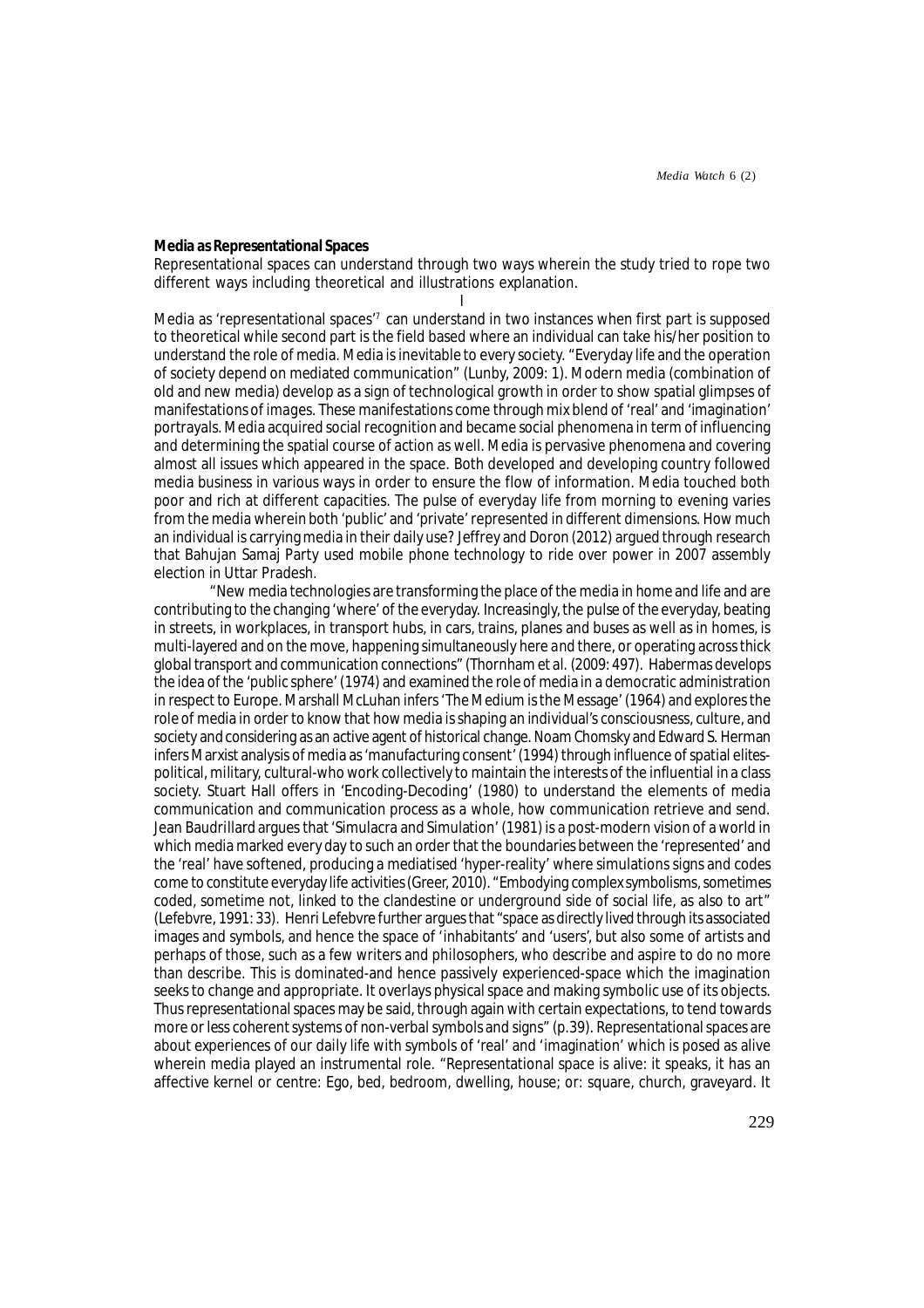**Media as Representational Spaces**

Representational spaces can understand through two ways wherein the study tried to rope two different ways including theoretical and illustrations explanation.

I

Media as 'representational spaces'[7] can understand in two instances when first part is supposed to theoretical while second part is the field based where an individual can take his/her position to understand the role of media. Media is inevitable to every society. "Everyday life and the operation of society depend on mediated communication" (Lunby, 2009: 1). Modern media (combination of old and new media) develop as a sign of technological growth in order to show spatial glimpses of manifestations of images. These manifestations come through mix blend of 'real' and 'imagination' portrayals. Media acquired social recognition and became social phenomena in term of influencing and determining the spatial course of action as well. Media is pervasive phenomena and covering almost all issues which appeared in the space. Both developed and developing country followed media business in various ways in order to ensure the flow of information. Media touched both poor and rich at different capacities. The pulse of everyday life from morning to evening varies from the media wherein both 'public' and 'private' represented in different dimensions. How much an individual is carrying media in their daily use? Jeffrey and Doron (2012) argued through research that Bahujan Samaj Party used mobile phone technology to ride over power in 2007 assembly election in Uttar Pradesh.

"New media technologies are transforming the place of the media in home and life and are contributing to the changing 'where' of the everyday. Increasingly, the pulse of the everyday, beating in streets, in workplaces, in transport hubs, in cars, trains, planes and buses as well as in homes, is multi-layered and on the move, happening simultaneously here and there, or operating across thick global transport and communication connections" (Thornham et al. (2009: 497). Habermas develops the idea of the 'public sphere' (1974) and examined the role of media in a democratic administration in respect to Europe. Marshall McLuhan infers 'The Medium is the Message' (1964) and explores the role of media in order to know that how media is shaping an individual's consciousness, culture, and society and considering as an active agent of historical change. Noam Chomsky and Edward S. Herman infers Marxist analysis of media as 'manufacturing consent' (1994) through influence of spatial elites-political, military, cultural-who work collectively to maintain the interests of the influential in a class society. Stuart Hall offers in 'Encoding-Decoding' (1980) to understand the elements of media communication and communication process as a whole, how communication retrieve and send. Jean Baudrillard argues that 'Simulacra and Simulation' (1981) is a post-modern vision of a world in which media marked every day to such an order that the boundaries between the 'represented' and the 'real' have softened, producing a mediatised 'hyper-reality' where simulations signs and codes come to constitute everyday life activities (Greer, 2010). "Embodying complex symbolisms, sometimes coded, sometime not, linked to the clandestine or underground side of social life, as also to art" (Lefebvre, 1991: 33). Henri Lefebvre further argues that "space as directly lived through its associated images and symbols, and hence the space of 'inhabitants' and 'users', but also some of artists and perhaps of those, such as a few writers and philosophers, who describe and aspire to do no more than describe. This is dominated-and hence passively experienced-space which the imagination seeks to change and appropriate. It overlays physical space and making symbolic use of its objects. Thus representational spaces may be said, through again with certain expectations, to tend towards more or less coherent systems of non-verbal symbols and signs" (p.39). Representational spaces are about experiences of our daily life with symbols of 'real' and 'imagination' which is posed as alive wherein media played an instrumental role. "Representational space is alive: it speaks, it has an affective kernel or centre: Ego, bed, bedroom, dwelling, house; or: square, church, graveyard. It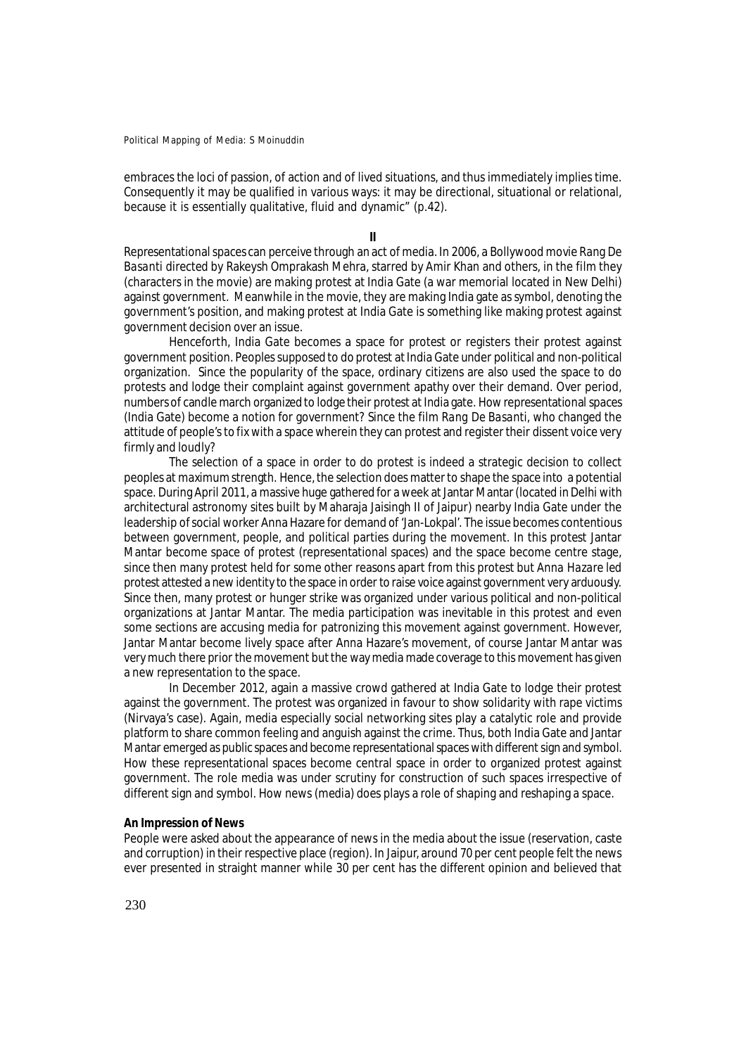embraces the loci of passion, of action and of lived situations, and thus immediately implies time. Consequently it may be qualified in various ways: it may be directional, situational or relational, because it is essentially qualitative, fluid and dynamic" (p.42).

## II

Representational spaces can perceive through an act of media. In 2006, a Bollywood movie *Rang De Basanti* directed by Rakeysh Omprakash Mehra, starred by Amir Khan and others, in the film they (characters in the movie) are making protest at India Gate (a war memorial located in New Delhi) against government. Meanwhile in the movie, they are making India gate as symbol, denoting the government's position, and making protest at India Gate is something like making protest against government decision over an issue.

Henceforth, India Gate becomes a space for protest or registers their protest against government position. Peoples supposed to do protest at India Gate under political and non-political organization. Since the popularity of the space, ordinary citizens are also used the space to do protests and lodge their complaint against government apathy over their demand. Over period, numbers of candle march organized to lodge their protest at India gate. How representational spaces (India Gate) become a notion for government? Since the film *Rang De Basanti*, who changed the attitude of people's to fix with a space wherein they can protest and register their dissent voice very firmly and loudly?

The selection of a space in order to do protest is indeed a strategic decision to collect peoples at maximum strength. Hence, the selection does matter to shape the space into a potential space. During April 2011, a massive huge gathered for a week at Jantar Mantar (located in Delhi with architectural astronomy sites built by Maharaja Jaisingh II of Jaipur) nearby India Gate under the leadership of social worker Anna Hazare for demand of 'Jan-Lokpal'. The issue becomes contentious between government, people, and political parties during the movement. In this protest Jantar Mantar become space of protest (representational spaces) and the space become centre stage, since then many protest held for some other reasons apart from this protest but Anna Hazare led protest attested a new identity to the space in order to raise voice against government very arduously. Since then, many protest or hunger strike was organized under various political and non-political organizations at Jantar Mantar. The media participation was inevitable in this protest and even some sections are accusing media for patronizing this movement against government. However, Jantar Mantar become lively space after Anna Hazare's movement, of course Jantar Mantar was very much there prior the movement but the way media made coverage to this movement has given a new representation to the space.

In December 2012, again a massive crowd gathered at India Gate to lodge their protest against the government. The protest was organized in favour to show solidarity with rape victims (Nirvaya's case). Again, media especially social networking sites play a catalytic role and provide platform to share common feeling and anguish against the crime. Thus, both India Gate and Jantar Mantar emerged as public spaces and become representational spaces with different sign and symbol. How these representational spaces become central space in order to organized protest against government. The role media was under scrutiny for construction of such spaces irrespective of different sign and symbol. How news (media) does plays a role of shaping and reshaping a space.

**An Impression of News**

People were asked about the appearance of news in the media about the issue (reservation, caste and corruption) in their respective place (region). In Jaipur, around 70 per cent people felt the news ever presented in straight manner while 30 per cent has the different opinion and believed that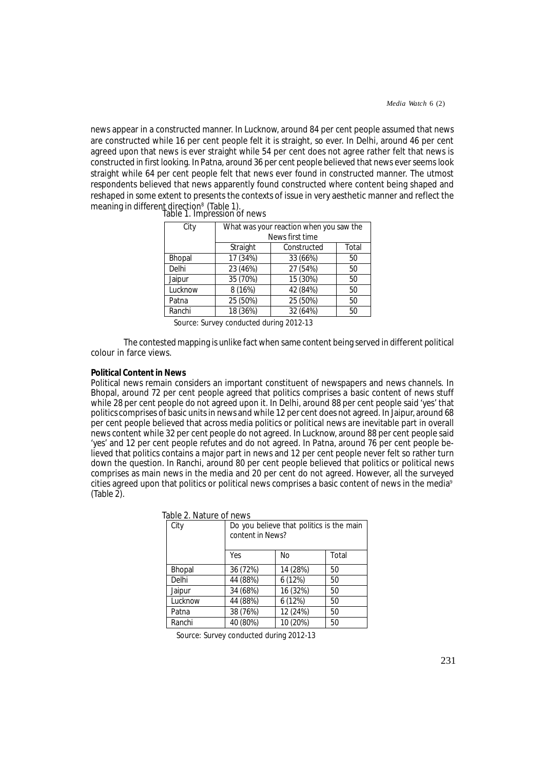news appear in a constructed manner. In Lucknow, around 84 per cent people assumed that news are constructed while 16 per cent people felt it is straight, so ever. In Delhi, around 46 per cent agreed upon that news is ever straight while 54 per cent does not agree rather felt that news is constructed in first looking. In Patna, around 36 per cent people believed that news ever seems look straight while 64 per cent people felt that news ever found in constructed manner. The utmost respondents believed that news apparently found constructed where content being shaped and reshaped in some extent to presents the contexts of issue in very aesthetic manner and reflect the meaning in different direction[8] (Table 1).

Table 1. Impression of news

| City | What was your reaction when you saw the News first time | | |
|---|---|---|---|
| | Straight | Constructed | Total |
| Bhopal | 17 (34%) | 33 (66%) | 50 |
| Delhi | 23 (46%) | 27 (54%) | 50 |
| Jaipur | 35 (70%) | 15 (30%) | 50 |
| Lucknow | 8 (16%) | 42 (84%) | 50 |
| Patna | 25 (50%) | 25 (50%) | 50 |
| Ranchi | 18 (36%) | 32 (64%) | 50 |

Source: Survey conducted during 2012-13

The contested mapping is unlike fact when same content being served in different political colour in farce views.

**Political Content in News**

Political news remain considers an important constituent of newspapers and news channels. In Bhopal, around 72 per cent people agreed that politics comprises a basic content of news stuff while 28 per cent people do not agreed upon it. In Delhi, around 88 per cent people said 'yes' that politics comprises of basic units in news and while 12 per cent does not agreed. In Jaipur, around 68 per cent people believed that across media politics or political news are inevitable part in overall news content while 32 per cent people do not agreed. In Lucknow, around 88 per cent people said 'yes' and 12 per cent people refutes and do not agreed. In Patna, around 76 per cent people believed that politics contains a major part in news and 12 per cent people never felt so rather turn down the question. In Ranchi, around 80 per cent people believed that politics or political news comprises as main news in the media and 20 per cent do not agreed. However, all the surveyed cities agreed upon that politics or political news comprises a basic content of news in the media[9] (Table 2).

Table 2. Nature of news

| City | Do you believe that politics is the main content in News? | | |
|---|---|---|---|
| | Yes | No | Total |
| Bhopal | 36 (72%) | 14 (28%) | 50 |
| Delhi | 44 (88%) | 6 (12%) | 50 |
| Jaipur | 34 (68%) | 16 (32%) | 50 |
| Lucknow | 44 (88%) | 6 (12%) | 50 |
| Patna | 38 (76%) | 12 (24%) | 50 |
| Ranchi | 40 (80%) | 10 (20%) | 50 |

Source: Survey conducted during 2012-13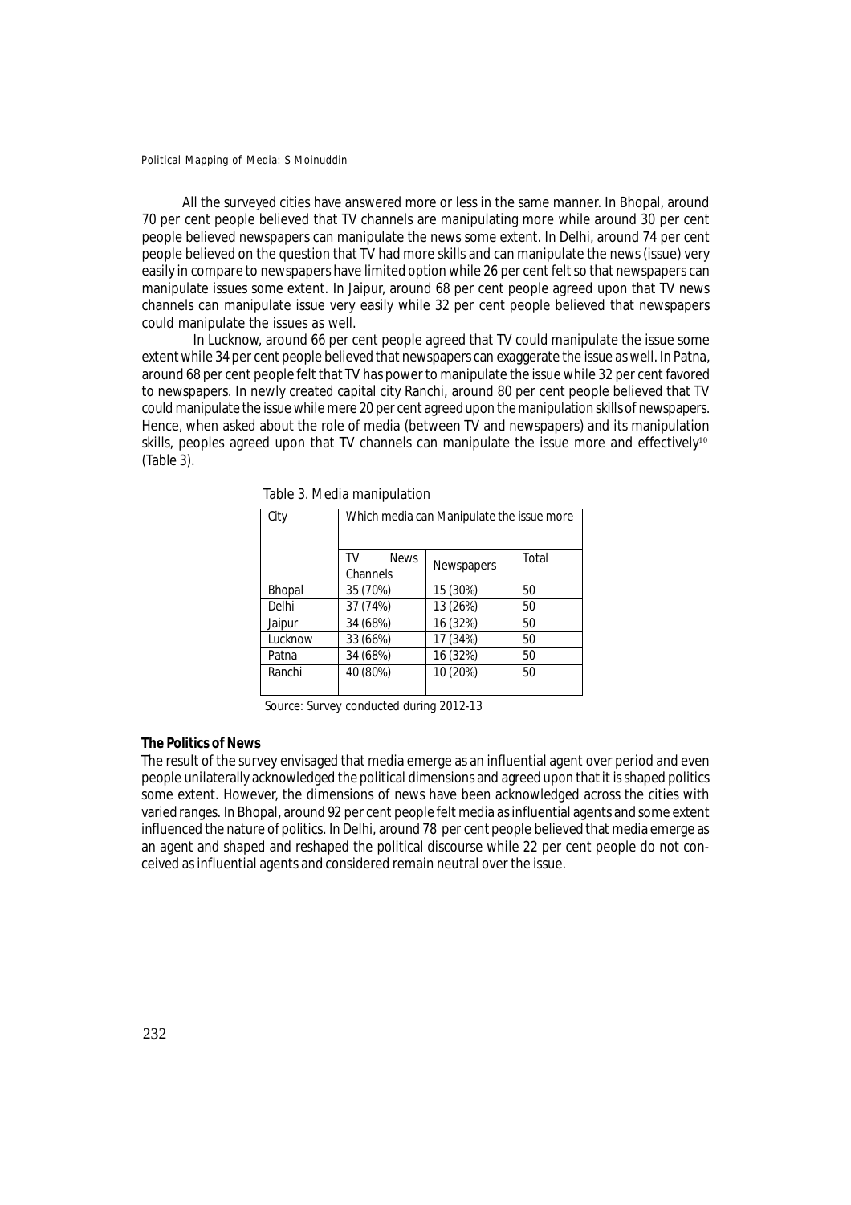All the surveyed cities have answered more or less in the same manner. In Bhopal, around 70 per cent people believed that TV channels are manipulating more while around 30 per cent people believed newspapers can manipulate the news some extent. In Delhi, around 74 per cent people believed on the question that TV had more skills and can manipulate the news (issue) very easily in compare to newspapers have limited option while 26 per cent felt so that newspapers can manipulate issues some extent. In Jaipur, around 68 per cent people agreed upon that TV news channels can manipulate issue very easily while 32 per cent people believed that newspapers could manipulate the issues as well.

In Lucknow, around 66 per cent people agreed that TV could manipulate the issue some extent while 34 per cent people believed that newspapers can exaggerate the issue as well. In Patna, around 68 per cent people felt that TV has power to manipulate the issue while 32 per cent favored to newspapers. In newly created capital city Ranchi, around 80 per cent people believed that TV could manipulate the issue while mere 20 per cent agreed upon the manipulation skills of newspapers. Hence, when asked about the role of media (between TV and newspapers) and its manipulation skills, peoples agreed upon that TV channels can manipulate the issue more and effectively[10] (Table 3).

Table 3. Media manipulation

| City | Which media can Manipulate the issue more | | |
|---|---|---|---|
| | TV News Channels | Newspapers | Total |
| Bhopal | 35 (70%) | 15 (30%) | 50 |
| Delhi | 37 (74%) | 13 (26%) | 50 |
| Jaipur | 34 (68%) | 16 (32%) | 50 |
| Lucknow | 33 (66%) | 17 (34%) | 50 |
| Patna | 34 (68%) | 16 (32%) | 50 |
| Ranchi | 40 (80%) | 10 (20%) | 50 |

Source: Survey conducted during 2012-13

**The Politics of News**

The result of the survey envisaged that media emerge as an influential agent over period and even people unilaterally acknowledged the political dimensions and agreed upon that it is shaped politics some extent. However, the dimensions of news have been acknowledged across the cities with varied ranges. In Bhopal, around 92 per cent people felt media as influential agents and some extent influenced the nature of politics. In Delhi, around 78 per cent people believed that media emerge as an agent and shaped and reshaped the political discourse while 22 per cent people do not conceived as influential agents and considered remain neutral over the issue.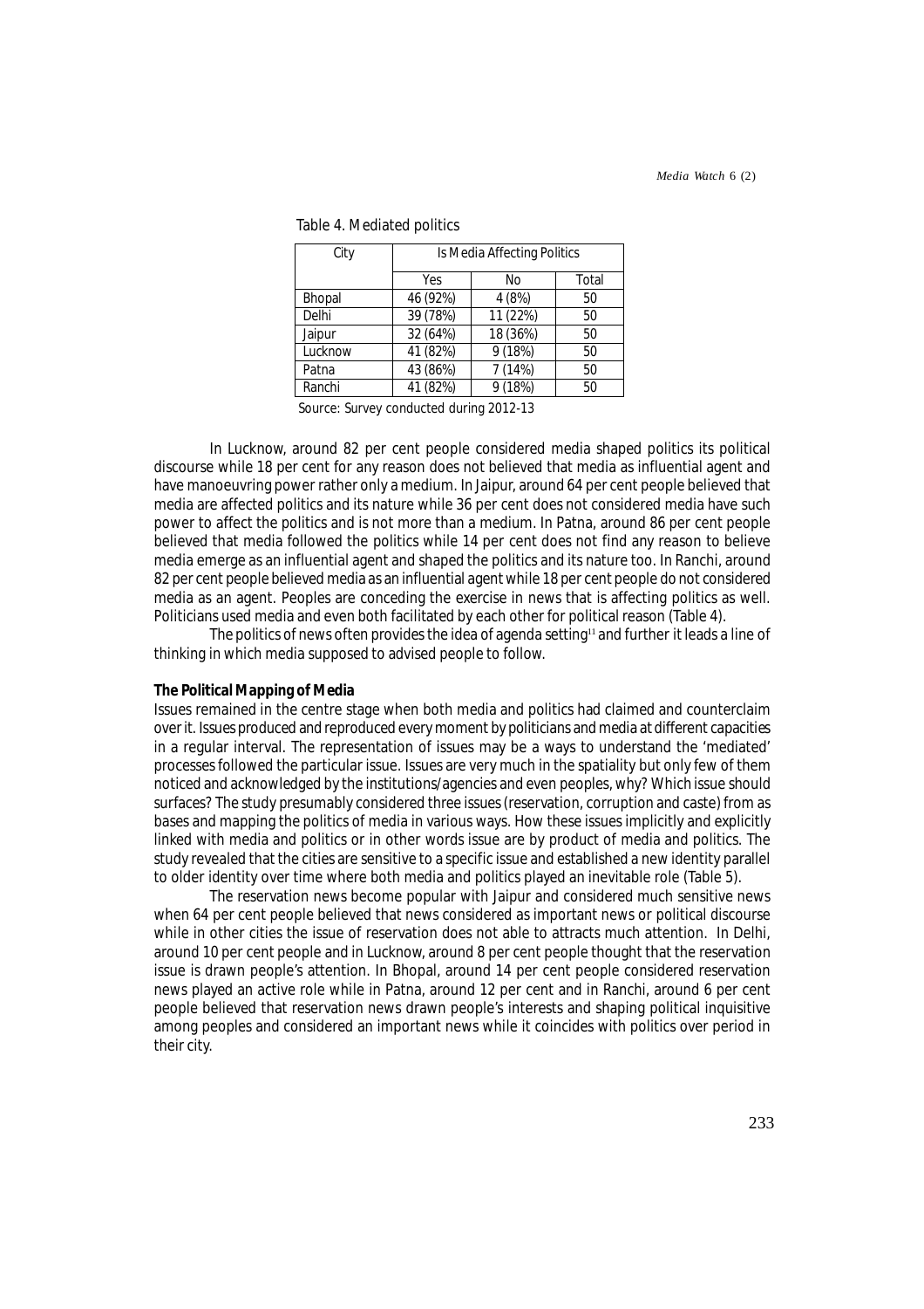Table 4. Mediated politics

| City | Is Media Affecting Politics | | |
|---|---|---|---|
| | Yes | No | Total |
| Bhopal | 46 (92%) | 4 (8%) | 50 |
| Delhi | 39 (78%) | 11 (22%) | 50 |
| Jaipur | 32 (64%) | 18 (36%) | 50 |
| Lucknow | 41 (82%) | 9 (18%) | 50 |
| Patna | 43 (86%) | 7 (14%) | 50 |
| Ranchi | 41 (82%) | 9 (18%) | 50 |

Source: Survey conducted during 2012-13

In Lucknow, around 82 per cent people considered media shaped politics its political discourse while 18 per cent for any reason does not believed that media as influential agent and have manoeuvring power rather only a medium. In Jaipur, around 64 per cent people believed that media are affected politics and its nature while 36 per cent does not considered media have such power to affect the politics and is not more than a medium. In Patna, around 86 per cent people believed that media followed the politics while 14 per cent does not find any reason to believe media emerge as an influential agent and shaped the politics and its nature too. In Ranchi, around 82 per cent people believed media as an influential agent while 18 per cent people do not considered media as an agent. Peoples are conceding the exercise in news that is affecting politics as well. Politicians used media and even both facilitated by each other for political reason (Table 4).

The politics of news often provides the idea of agenda setting[11] and further it leads a line of thinking in which media supposed to advised people to follow.

**The Political Mapping of Media**

Issues remained in the centre stage when both media and politics had claimed and counterclaim over it. Issues produced and reproduced every moment by politicians and media at different capacities in a regular interval. The representation of issues may be a ways to understand the 'mediated' processes followed the particular issue. Issues are very much in the spatiality but only few of them noticed and acknowledged by the institutions/agencies and even peoples, why? Which issue should surfaces? The study presumably considered three issues (reservation, corruption and caste) from as bases and mapping the politics of media in various ways. How these issues implicitly and explicitly linked with media and politics or in other words issue are by product of media and politics. The study revealed that the cities are sensitive to a specific issue and established a new identity parallel to older identity over time where both media and politics played an inevitable role (Table 5).

The reservation news become popular with Jaipur and considered much sensitive news when 64 per cent people believed that news considered as important news or political discourse while in other cities the issue of reservation does not able to attracts much attention. In Delhi, around 10 per cent people and in Lucknow, around 8 per cent people thought that the reservation issue is drawn people's attention. In Bhopal, around 14 per cent people considered reservation news played an active role while in Patna, around 12 per cent and in Ranchi, around 6 per cent people believed that reservation news drawn people's interests and shaping political inquisitive among peoples and considered an important news while it coincides with politics over period in their city.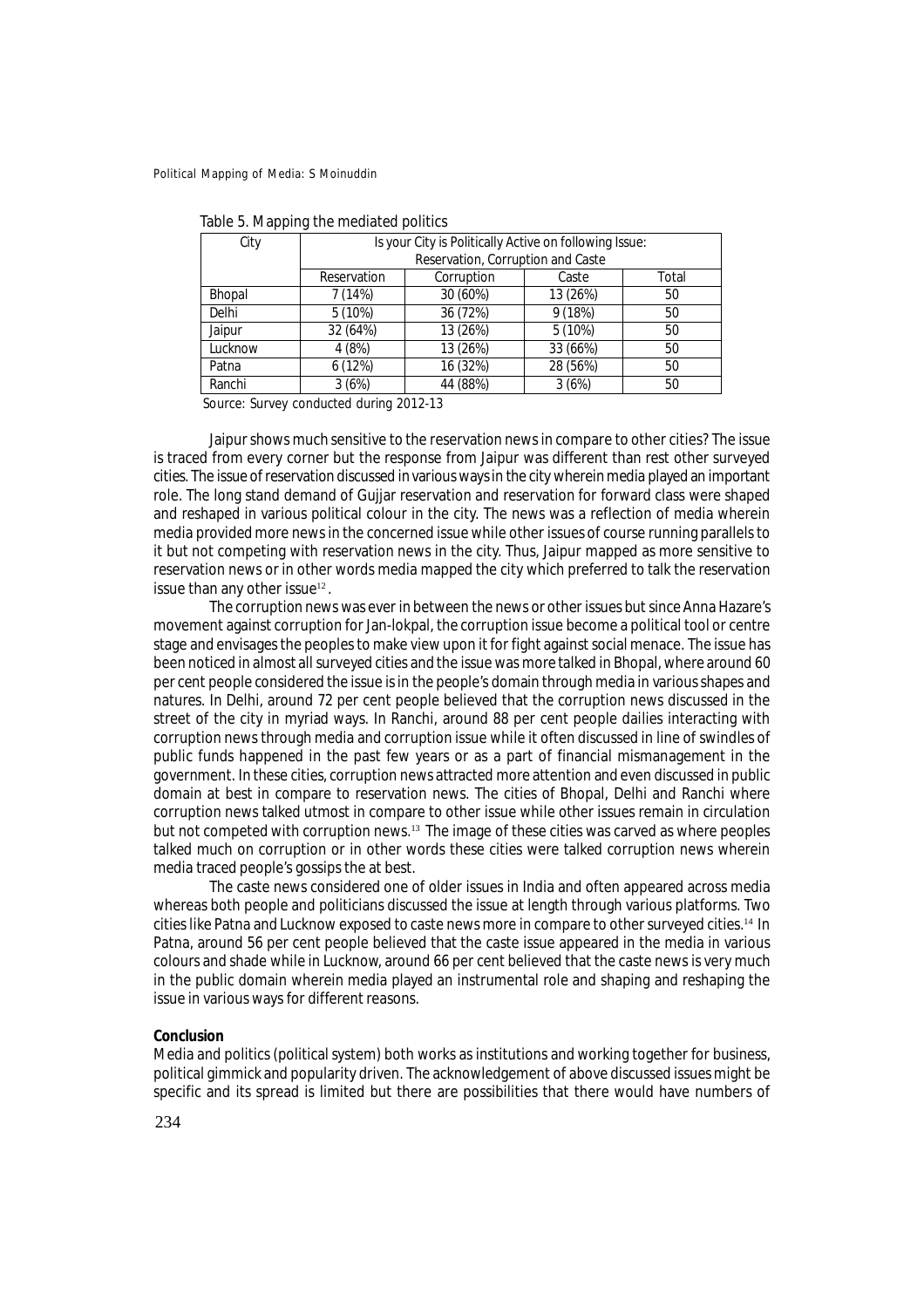Table 5. Mapping the mediated politics

| City | Is your City is Politically Active on following Issue: Reservation, Corruption and Caste | | | |
|---|---|---|---|---|
| | Reservation | Corruption | Caste | Total |
| Bhopal | 7 (14%) | 30 (60%) | 13 (26%) | 50 |
| Delhi | 5 (10%) | 36 (72%) | 9 (18%) | 50 |
| Jaipur | 32 (64%) | 13 (26%) | 5 (10%) | 50 |
| Lucknow | 4 (8%) | 13 (26%) | 33 (66%) | 50 |
| Patna | 6 (12%) | 16 (32%) | 28 (56%) | 50 |
| Ranchi | 3 (6%) | 44 (88%) | 3 (6%) | 50 |

Source: Survey conducted during 2012-13

Jaipur shows much sensitive to the reservation news in compare to other cities? The issue is traced from every corner but the response from Jaipur was different than rest other surveyed cities. The issue of reservation discussed in various ways in the city wherein media played an important role. The long stand demand of Gujjar reservation and reservation for forward class were shaped and reshaped in various political colour in the city. The news was a reflection of media wherein media provided more news in the concerned issue while other issues of course running parallels to it but not competing with reservation news in the city. Thus, Jaipur mapped as more sensitive to reservation news or in other words media mapped the city which preferred to talk the reservation issue than any other issue[12].

The corruption news was ever in between the news or other issues but since Anna Hazare's movement against corruption for Jan-lokpal, the corruption issue become a political tool or centre stage and envisages the peoples to make view upon it for fight against social menace. The issue has been noticed in almost all surveyed cities and the issue was more talked in Bhopal, where around 60 per cent people considered the issue is in the people's domain through media in various shapes and natures. In Delhi, around 72 per cent people believed that the corruption news discussed in the street of the city in myriad ways. In Ranchi, around 88 per cent people dailies interacting with corruption news through media and corruption issue while it often discussed in line of swindles of public funds happened in the past few years or as a part of financial mismanagement in the government. In these cities, corruption news attracted more attention and even discussed in public domain at best in compare to reservation news. The cities of Bhopal, Delhi and Ranchi where corruption news talked utmost in compare to other issue while other issues remain in circulation but not competed with corruption news.[13] The image of these cities was carved as where peoples talked much on corruption or in other words these cities were talked corruption news wherein media traced people's gossips the at best.

The caste news considered one of older issues in India and often appeared across media whereas both people and politicians discussed the issue at length through various platforms. Two cities like Patna and Lucknow exposed to caste news more in compare to other surveyed cities.[14] In Patna, around 56 per cent people believed that the caste issue appeared in the media in various colours and shade while in Lucknow, around 66 per cent believed that the caste news is very much in the public domain wherein media played an instrumental role and shaping and reshaping the issue in various ways for different reasons.

**Conclusion**

Media and politics (political system) both works as institutions and working together for business, political gimmick and popularity driven. The acknowledgement of above discussed issues might be specific and its spread is limited but there are possibilities that there would have numbers of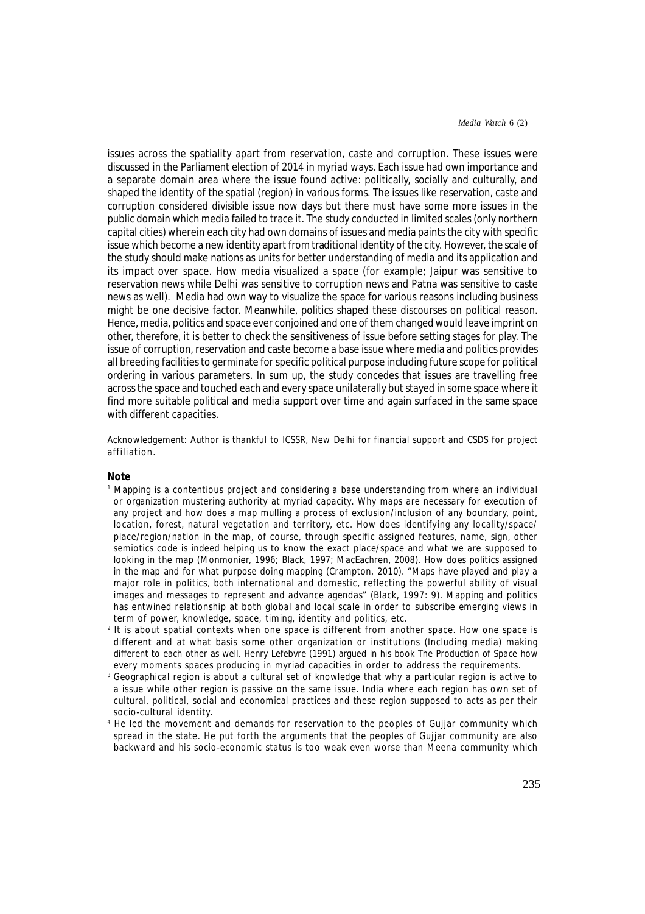issues across the spatiality apart from reservation, caste and corruption. These issues were discussed in the Parliament election of 2014 in myriad ways. Each issue had own importance and a separate domain area where the issue found active: politically, socially and culturally, and shaped the identity of the spatial (region) in various forms. The issues like reservation, caste and corruption considered divisible issue now days but there must have some more issues in the public domain which media failed to trace it. The study conducted in limited scales (only northern capital cities) wherein each city had own domains of issues and media paints the city with specific issue which become a new identity apart from traditional identity of the city. However, the scale of the study should make nations as units for better understanding of media and its application and its impact over space. How media visualized a space (for example; Jaipur was sensitive to reservation news while Delhi was sensitive to corruption news and Patna was sensitive to caste news as well). Media had own way to visualize the space for various reasons including business might be one decisive factor. Meanwhile, politics shaped these discourses on political reason. Hence, media, politics and space ever conjoined and one of them changed would leave imprint on other, therefore, it is better to check the sensitiveness of issue before setting stages for play. The issue of corruption, reservation and caste become a base issue where media and politics provides all breeding facilities to germinate for specific political purpose including future scope for political ordering in various parameters. In sum up, the study concedes that issues are travelling free across the space and touched each and every space unilaterally but stayed in some space where it find more suitable political and media support over time and again surfaced in the same space with different capacities.

Acknowledgement: Author is thankful to ICSSR, New Delhi for financial support and CSDS for project affiliation.

**Note**

[1] Mapping is a contentious project and considering a base understanding from where an individual or organization mustering authority at myriad capacity. Why maps are necessary for execution of any project and how does a map mulling a process of exclusion/inclusion of any boundary, point, location, forest, natural vegetation and territory, etc. How does identifying any locality/space/place/region/nation in the map, of course, through specific assigned features, name, sign, other semiotics code is indeed helping us to know the exact place/space and what we are supposed to looking in the map (Monmonier, 1996; Black, 1997; MacEachren, 2008). How does politics assigned in the map and for what purpose doing mapping (Crampton, 2010). "Maps have played and play a major role in politics, both international and domestic, reflecting the powerful ability of visual images and messages to represent and advance agendas" (Black, 1997: 9). Mapping and politics has entwined relationship at both global and local scale in order to subscribe emerging views in term of power, knowledge, space, timing, identity and politics, etc.

[2] It is about spatial contexts when one space is different from another space. How one space is different and at what basis some other organization or institutions (Including media) making different to each other as well. Henry Lefebvre (1991) argued in his book The Production of Space how every moments spaces producing in myriad capacities in order to address the requirements.

[3] Geographical region is about a cultural set of knowledge that why a particular region is active to a issue while other region is passive on the same issue. India where each region has own set of cultural, political, social and economical practices and these region supposed to acts as per their socio-cultural identity.

[4] He led the movement and demands for reservation to the peoples of Gujjar community which spread in the state. He put forth the arguments that the peoples of Gujjar community are also backward and his socio-economic status is too weak even worse than Meena community which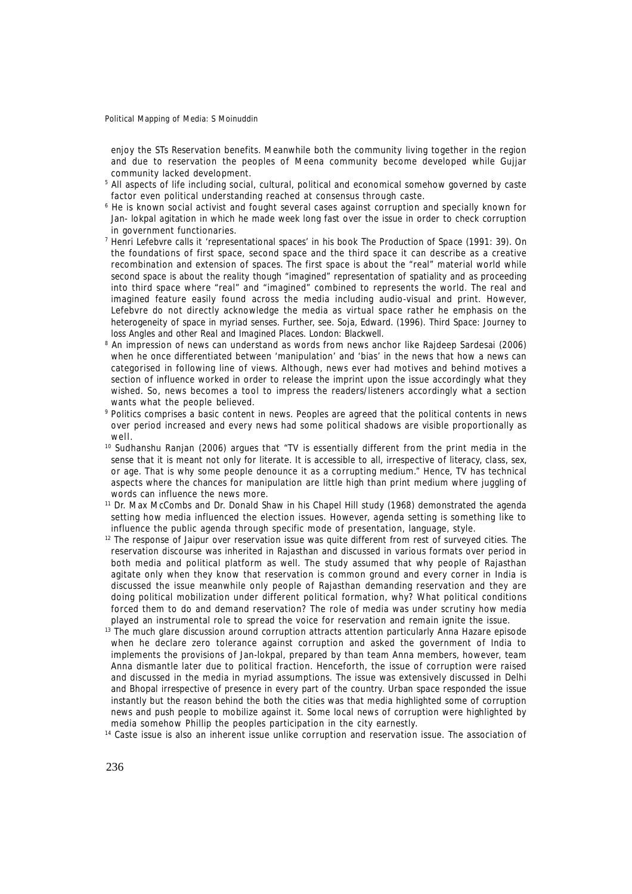enjoy the STs Reservation benefits. Meanwhile both the community living together in the region and due to reservation the peoples of Meena community become developed while Gujjar community lacked development.

[5] All aspects of life including social, cultural, political and economical somehow governed by caste factor even political understanding reached at consensus through caste.

[6] He is known social activist and fought several cases against corruption and specially known for Jan- lokpal agitation in which he made week long fast over the issue in order to check corruption in government functionaries.

[7] Henri Lefebvre calls it 'representational spaces' in his book The Production of Space (1991: 39). On the foundations of first space, second space and the third space it can describe as a creative recombination and extension of spaces. The first space is about the "real" material world while second space is about the reality though "imagined" representation of spatiality and as proceeding into third space where "real" and "imagined" combined to represents the world. The real and imagined feature easily found across the media including audio-visual and print. However, Lefebvre do not directly acknowledge the media as virtual space rather he emphasis on the heterogeneity of space in myriad senses. Further, see. Soja, Edward. (1996). Third Space: Journey to loss Angles and other Real and Imagined Places. London: Blackwell.

[8] An impression of news can understand as words from news anchor like Rajdeep Sardesai (2006) when he once differentiated between 'manipulation' and 'bias' in the news that how a news can categorised in following line of views. Although, news ever had motives and behind motives a section of influence worked in order to release the imprint upon the issue accordingly what they wished. So, news becomes a tool to impress the readers/listeners accordingly what a section wants what the people believed.

[9] Politics comprises a basic content in news. Peoples are agreed that the political contents in news over period increased and every news had some political shadows are visible proportionally as well.

[10] Sudhanshu Ranjan (2006) argues that "TV is essentially different from the print media in the sense that it is meant not only for literate. It is accessible to all, irrespective of literacy, class, sex, or age. That is why some people denounce it as a corrupting medium." Hence, TV has technical aspects where the chances for manipulation are little high than print medium where juggling of words can influence the news more.

[11] Dr. Max McCombs and Dr. Donald Shaw in his Chapel Hill study (1968) demonstrated the agenda setting how media influenced the election issues. However, agenda setting is something like to influence the public agenda through specific mode of presentation, language, style.

[12] The response of Jaipur over reservation issue was quite different from rest of surveyed cities. The reservation discourse was inherited in Rajasthan and discussed in various formats over period in both media and political platform as well. The study assumed that why people of Rajasthan agitate only when they know that reservation is common ground and every corner in India is discussed the issue meanwhile only people of Rajasthan demanding reservation and they are doing political mobilization under different political formation, why? What political conditions forced them to do and demand reservation? The role of media was under scrutiny how media played an instrumental role to spread the voice for reservation and remain ignite the issue.

[13] The much glare discussion around corruption attracts attention particularly Anna Hazare episode when he declare zero tolerance against corruption and asked the government of India to implements the provisions of Jan-lokpal, prepared by than team Anna members, however, team Anna dismantle later due to political fraction. Henceforth, the issue of corruption were raised and discussed in the media in myriad assumptions. The issue was extensively discussed in Delhi and Bhopal irrespective of presence in every part of the country. Urban space responded the issue instantly but the reason behind the both the cities was that media highlighted some of corruption news and push people to mobilize against it. Some local news of corruption were highlighted by media somehow Phillip the peoples participation in the city earnestly.

[14] Caste issue is also an inherent issue unlike corruption and reservation issue. The association of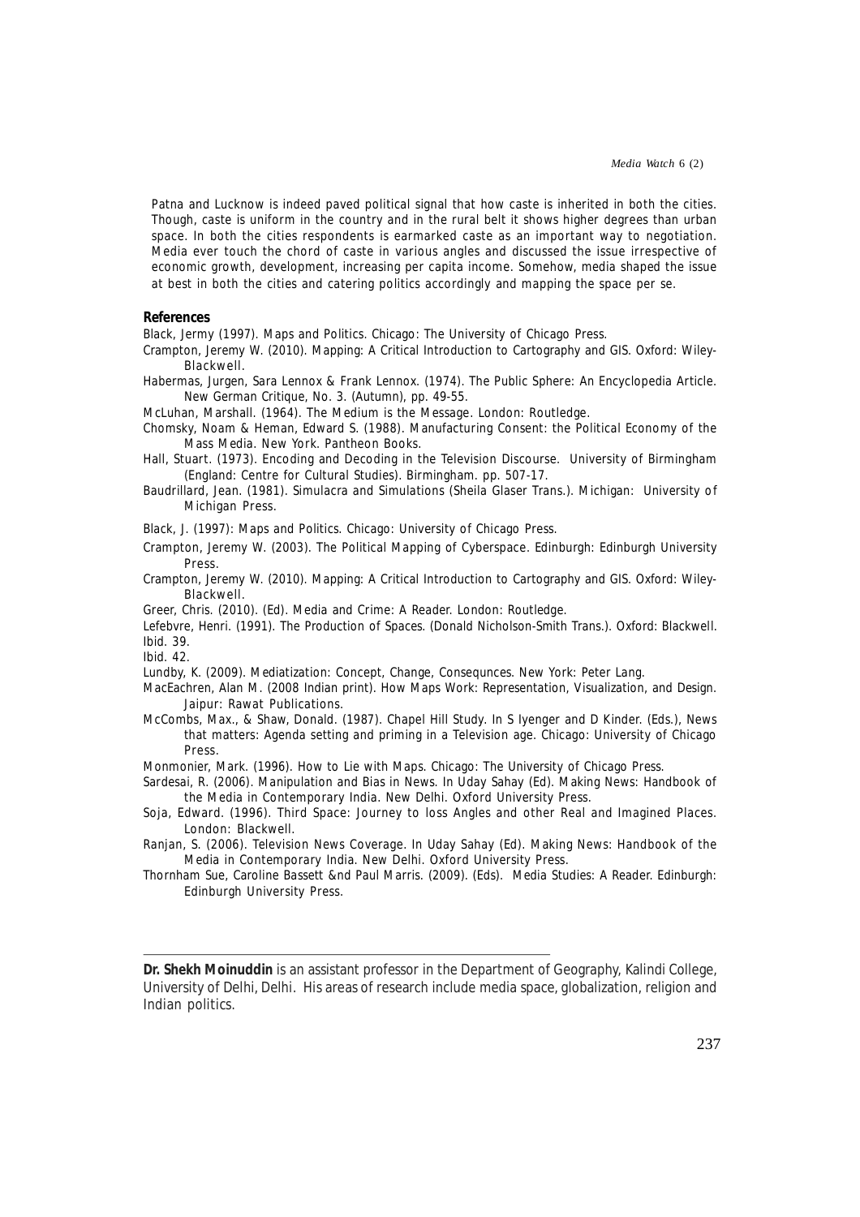Patna and Lucknow is indeed paved political signal that how caste is inherited in both the cities. Though, caste is uniform in the country and in the rural belt it shows higher degrees than urban space. In both the cities respondents is earmarked caste as an important way to negotiation. Media ever touch the chord of caste in various angles and discussed the issue irrespective of economic growth, development, increasing per capita income. Somehow, media shaped the issue at best in both the cities and catering politics accordingly and mapping the space per se.

**References**

Black, Jermy (1997). Maps and Politics. Chicago: The University of Chicago Press.

Crampton, Jeremy W. (2010). Mapping: A Critical Introduction to Cartography and GIS. Oxford: Wiley-Blackwell.

Habermas, Jurgen, Sara Lennox & Frank Lennox. (1974). The Public Sphere: An Encyclopedia Article. New German Critique, No. 3. (Autumn), pp. 49-55.

McLuhan, Marshall. (1964). The Medium is the Message. London: Routledge.

Chomsky, Noam & Heman, Edward S. (1988). Manufacturing Consent: the Political Economy of the Mass Media. New York. Pantheon Books.

Hall, Stuart. (1973). Encoding and Decoding in the Television Discourse. University of Birmingham (England: Centre for Cultural Studies). Birmingham. pp. 507-17.

Baudrillard, Jean. (1981). Simulacra and Simulations (Sheila Glaser Trans.). Michigan: University of Michigan Press.

Black, J. (1997): Maps and Politics. Chicago: University of Chicago Press.

Crampton, Jeremy W. (2003). The Political Mapping of Cyberspace. Edinburgh: Edinburgh University Press.

Crampton, Jeremy W. (2010). Mapping: A Critical Introduction to Cartography and GIS. Oxford: Wiley-Blackwell.

Greer, Chris. (2010). (Ed). Media and Crime: A Reader. London: Routledge.

Lefebvre, Henri. (1991). The Production of Spaces. (Donald Nicholson-Smith Trans.). Oxford: Blackwell.

Ibid. 39.

Ibid. 42.

Lundby, K. (2009). Mediatization: Concept, Change, Consequnces. New York: Peter Lang.

MacEachren, Alan M. (2008 Indian print). How Maps Work: Representation, Visualization, and Design. Jaipur: Rawat Publications.

McCombs, Max., & Shaw, Donald. (1987). Chapel Hill Study. In S Iyenger and D Kinder. (Eds.), News that matters: Agenda setting and priming in a Television age. Chicago: University of Chicago Press.

Monmonier, Mark. (1996). How to Lie with Maps. Chicago: The University of Chicago Press.

Sardesai, R. (2006). Manipulation and Bias in News. In Uday Sahay (Ed). Making News: Handbook of the Media in Contemporary India. New Delhi. Oxford University Press.

Soja, Edward. (1996). Third Space: Journey to loss Angles and other Real and Imagined Places. London: Blackwell.

Ranjan, S. (2006). Television News Coverage. In Uday Sahay (Ed). Making News: Handbook of the Media in Contemporary India. New Delhi. Oxford University Press.

Thornham Sue, Caroline Bassett &nd Paul Marris. (2009). (Eds). Media Studies: A Reader. Edinburgh: Edinburgh University Press.

---

**Dr. Shekh Moinuddin** is an assistant professor in the Department of Geography, Kalindi College, University of Delhi, Delhi. His areas of research include media space, globalization, religion and Indian politics.